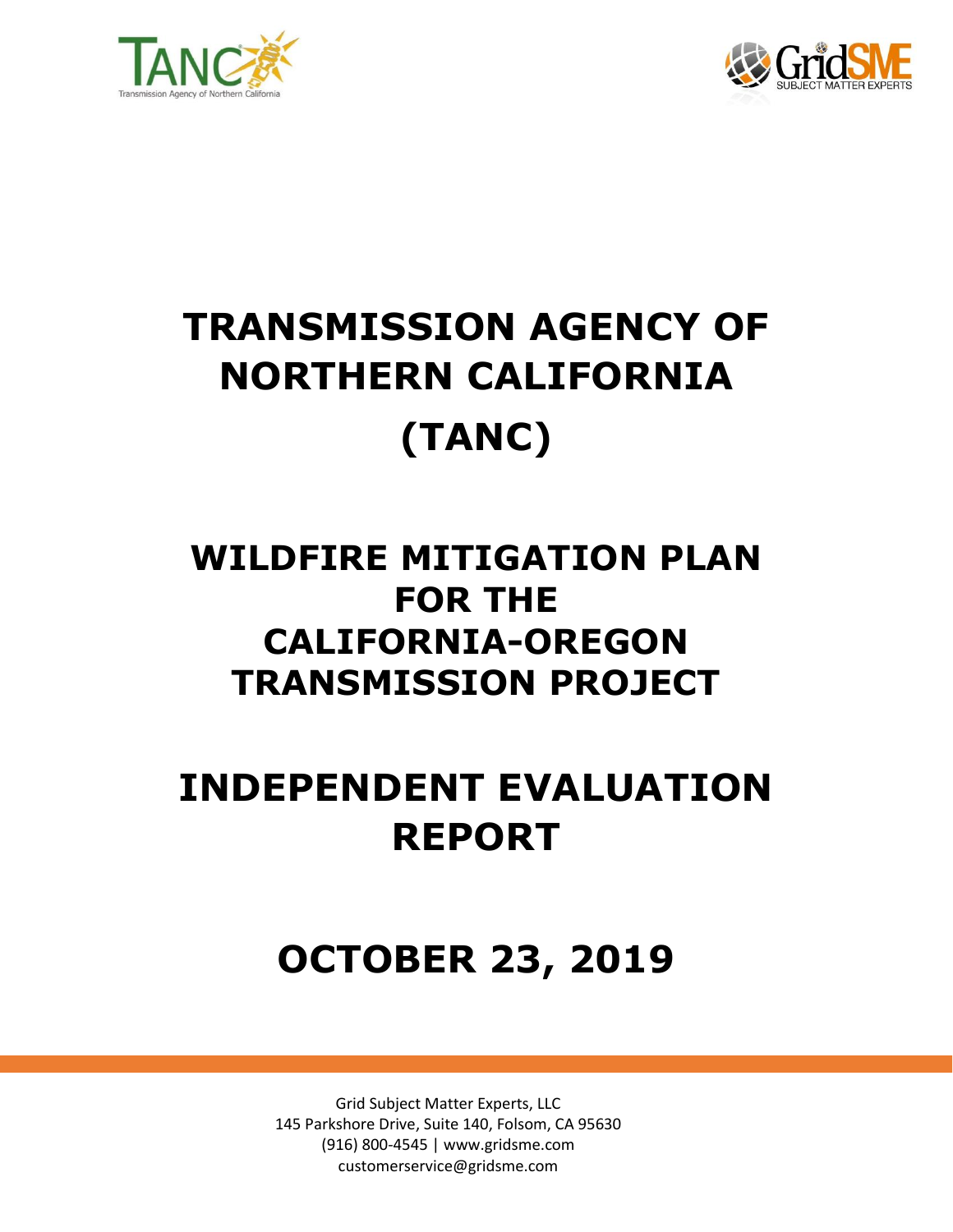# TRANSMISSION AGENCY OF NORTHERN CALIFORNIA (TANC)

## WILDFIRE MITIGATION PLAN FOR THE CALIFORNIA-OREGON TRANSMISSION PROJECT

## INDEPENDENT EVALUATION REPORT

## OCTOBER 23, 2019

Grid Subject Matter Experts, LLC
145 Parkshore Drive, Suite 140, Folsom, CA 95630
(916) 800-4545 | www.gridsme.com
customerservice@gridsme.com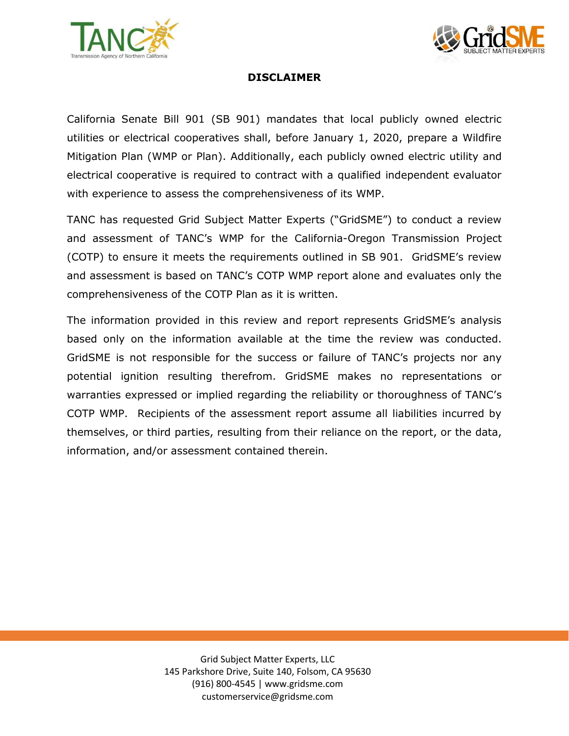# DISCLAIMER

California Senate Bill 901 (SB 901) mandates that local publicly owned electric utilities or electrical cooperatives shall, before January 1, 2020, prepare a Wildfire Mitigation Plan (WMP or Plan). Additionally, each publicly owned electric utility and electrical cooperative is required to contract with a qualified independent evaluator with experience to assess the comprehensiveness of its WMP.

TANC has requested Grid Subject Matter Experts ("GridSME") to conduct a review and assessment of TANC's WMP for the California-Oregon Transmission Project (COTP) to ensure it meets the requirements outlined in SB 901. GridSME's review and assessment is based on TANC's COTP WMP report alone and evaluates only the comprehensiveness of the COTP Plan as it is written.

The information provided in this review and report represents GridSME's analysis based only on the information available at the time the review was conducted. GridSME is not responsible for the success or failure of TANC's projects nor any potential ignition resulting therefrom. GridSME makes no representations or warranties expressed or implied regarding the reliability or thoroughness of TANC's COTP WMP. Recipients of the assessment report assume all liabilities incurred by themselves, or third parties, resulting from their reliance on the report, or the data, information, and/or assessment contained therein.

Grid Subject Matter Experts, LLC
145 Parkshore Drive, Suite 140, Folsom, CA 95630
(916) 800-4545 | www.gridsme.com
customerservice@gridsme.com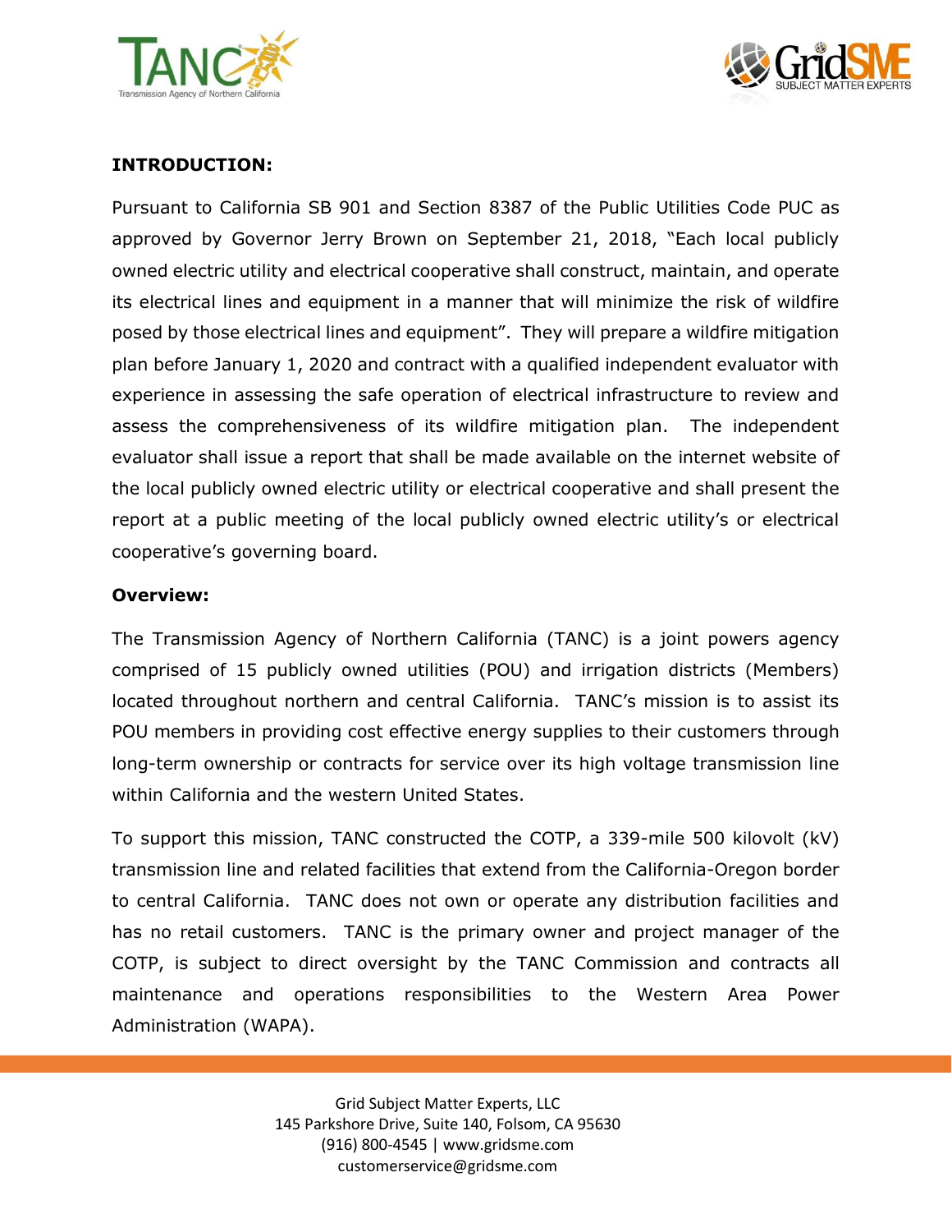**INTRODUCTION:**

Pursuant to California SB 901 and Section 8387 of the Public Utilities Code PUC as approved by Governor Jerry Brown on September 21, 2018, "Each local publicly owned electric utility and electrical cooperative shall construct, maintain, and operate its electrical lines and equipment in a manner that will minimize the risk of wildfire posed by those electrical lines and equipment". They will prepare a wildfire mitigation plan before January 1, 2020 and contract with a qualified independent evaluator with experience in assessing the safe operation of electrical infrastructure to review and assess the comprehensiveness of its wildfire mitigation plan. The independent evaluator shall issue a report that shall be made available on the internet website of the local publicly owned electric utility or electrical cooperative and shall present the report at a public meeting of the local publicly owned electric utility's or electrical cooperative's governing board.

**Overview:**

The Transmission Agency of Northern California (TANC) is a joint powers agency comprised of 15 publicly owned utilities (POU) and irrigation districts (Members) located throughout northern and central California. TANC's mission is to assist its POU members in providing cost effective energy supplies to their customers through long-term ownership or contracts for service over its high voltage transmission line within California and the western United States.

To support this mission, TANC constructed the COTP, a 339-mile 500 kilovolt (kV) transmission line and related facilities that extend from the California-Oregon border to central California. TANC does not own or operate any distribution facilities and has no retail customers. TANC is the primary owner and project manager of the COTP, is subject to direct oversight by the TANC Commission and contracts all maintenance and operations responsibilities to the Western Area Power Administration (WAPA).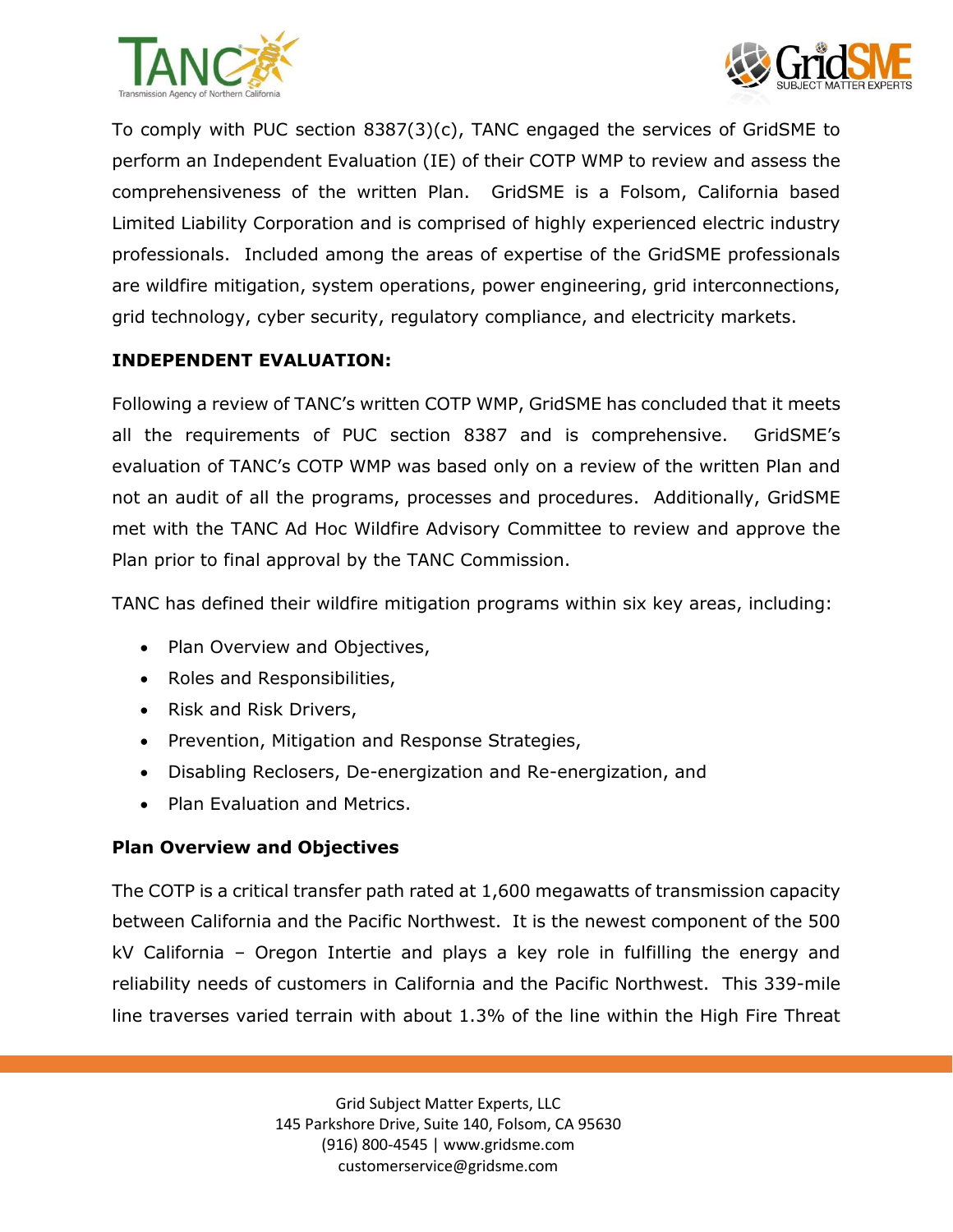To comply with PUC section 8387(3)(c), TANC engaged the services of GridSME to perform an Independent Evaluation (IE) of their COTP WMP to review and assess the comprehensiveness of the written Plan. GridSME is a Folsom, California based Limited Liability Corporation and is comprised of highly experienced electric industry professionals. Included among the areas of expertise of the GridSME professionals are wildfire mitigation, system operations, power engineering, grid interconnections, grid technology, cyber security, regulatory compliance, and electricity markets.

**INDEPENDENT EVALUATION:**

Following a review of TANC's written COTP WMP, GridSME has concluded that it meets all the requirements of PUC section 8387 and is comprehensive. GridSME's evaluation of TANC's COTP WMP was based only on a review of the written Plan and not an audit of all the programs, processes and procedures. Additionally, GridSME met with the TANC Ad Hoc Wildfire Advisory Committee to review and approve the Plan prior to final approval by the TANC Commission.

TANC has defined their wildfire mitigation programs within six key areas, including:

- Plan Overview and Objectives,
- Roles and Responsibilities,
- Risk and Risk Drivers,
- Prevention, Mitigation and Response Strategies,
- Disabling Reclosers, De-energization and Re-energization, and
- Plan Evaluation and Metrics.

**Plan Overview and Objectives**

The COTP is a critical transfer path rated at 1,600 megawatts of transmission capacity between California and the Pacific Northwest. It is the newest component of the 500 kV California – Oregon Intertie and plays a key role in fulfilling the energy and reliability needs of customers in California and the Pacific Northwest. This 339-mile line traverses varied terrain with about 1.3% of the line within the High Fire Threat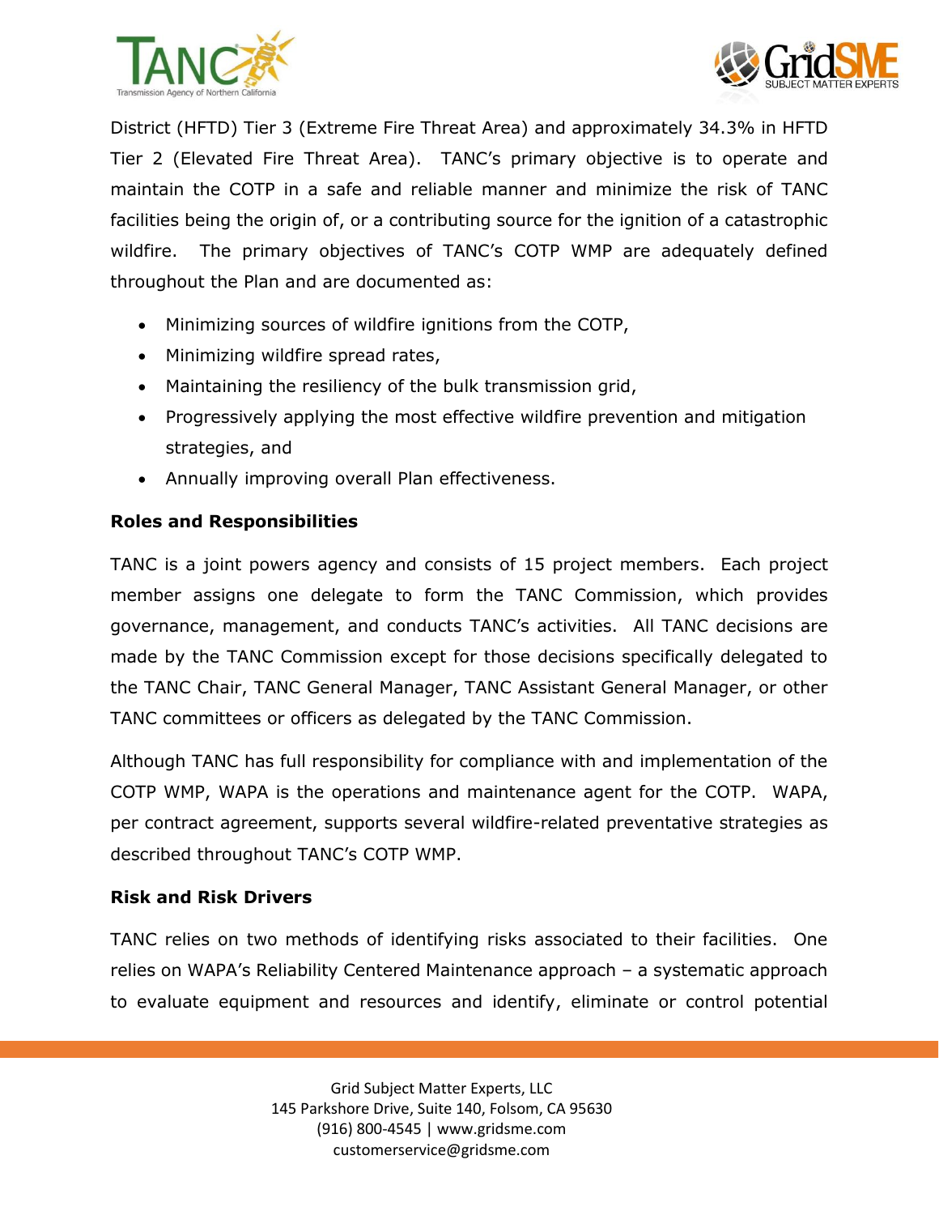District (HFTD) Tier 3 (Extreme Fire Threat Area) and approximately 34.3% in HFTD Tier 2 (Elevated Fire Threat Area). TANC's primary objective is to operate and maintain the COTP in a safe and reliable manner and minimize the risk of TANC facilities being the origin of, or a contributing source for the ignition of a catastrophic wildfire. The primary objectives of TANC's COTP WMP are adequately defined throughout the Plan and are documented as:

- Minimizing sources of wildfire ignitions from the COTP,
- Minimizing wildfire spread rates,
- Maintaining the resiliency of the bulk transmission grid,
- Progressively applying the most effective wildfire prevention and mitigation strategies, and
- Annually improving overall Plan effectiveness.

**Roles and Responsibilities**

TANC is a joint powers agency and consists of 15 project members. Each project member assigns one delegate to form the TANC Commission, which provides governance, management, and conducts TANC's activities. All TANC decisions are made by the TANC Commission except for those decisions specifically delegated to the TANC Chair, TANC General Manager, TANC Assistant General Manager, or other TANC committees or officers as delegated by the TANC Commission.

Although TANC has full responsibility for compliance with and implementation of the COTP WMP, WAPA is the operations and maintenance agent for the COTP. WAPA, per contract agreement, supports several wildfire-related preventative strategies as described throughout TANC's COTP WMP.

**Risk and Risk Drivers**

TANC relies on two methods of identifying risks associated to their facilities. One relies on WAPA's Reliability Centered Maintenance approach – a systematic approach to evaluate equipment and resources and identify, eliminate or control potential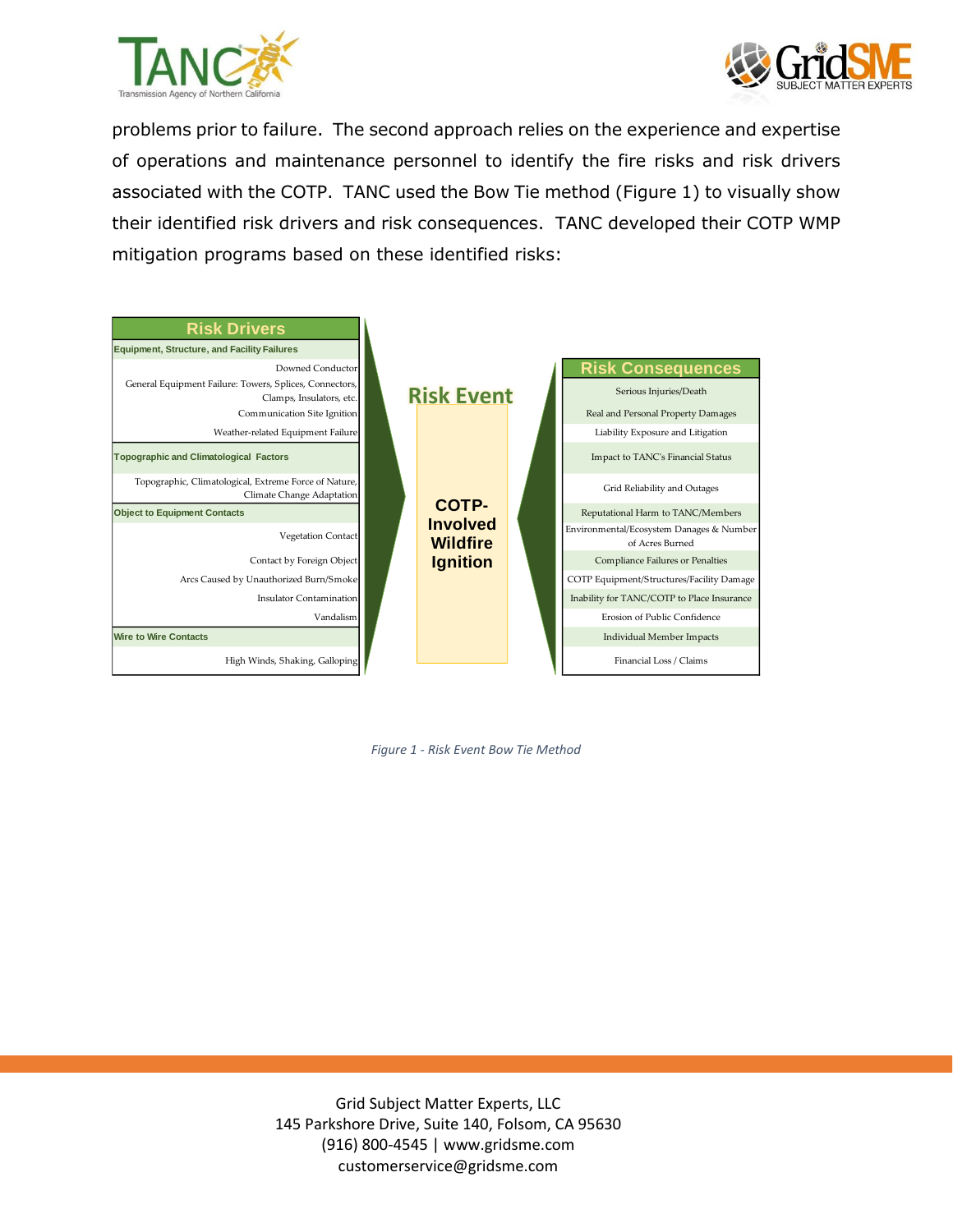problems prior to failure. The second approach relies on the experience and expertise of operations and maintenance personnel to identify the fire risks and risk drivers associated with the COTP. TANC used the Bow Tie method (Figure 1) to visually show their identified risk drivers and risk consequences. TANC developed their COTP WMP mitigation programs based on these identified risks:

| Risk Drivers |
|---|
| **Equipment, Structure, and Facility Failures** |
| Downed Conductor |
| General Equipment Failure: Towers, Splices, Connectors, Clamps, Insulators, etc. |
| Communication Site Ignition |
| Weather-related Equipment Failure |
| **Topographic and Climatological Factors** |
| Topographic, Climatological, Extreme Force of Nature, Climate Change Adaptation |
| **Object to Equipment Contacts** |
| Vegetation Contact |
| Contact by Foreign Object |
| Arcs Caused by Unauthorized Burn/Smoke |
| Insulator Contamination |
| Vandalism |
| **Wire to Wire Contacts** |
| High Winds, Shaking, Galloping |

**Risk Event:** COTP-Involved Wildfire Ignition

| Risk Consequences |
|---|
| Serious Injuries/Death |
| Real and Personal Property Damages |
| Liability Exposure and Litigation |
| Impact to TANC's Financial Status |
| Grid Reliability and Outages |
| Reputational Harm to TANC/Members |
| Environmental/Ecosystem Damages & Number of Acres Burned |
| Compliance Failures or Penalties |
| COTP Equipment/Structures/Facility Damage |
| Inability for TANC/COTP to Place Insurance |
| Erosion of Public Confidence |
| Individual Member Impacts |
| Financial Loss / Claims |

*Figure 1 - Risk Event Bow Tie Method*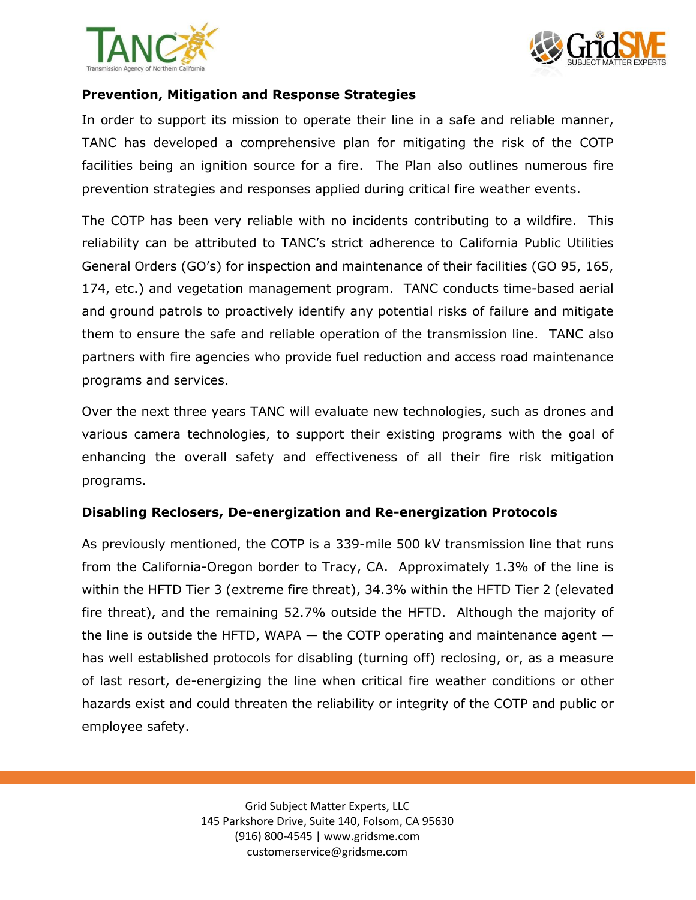**Prevention, Mitigation and Response Strategies**

In order to support its mission to operate their line in a safe and reliable manner, TANC has developed a comprehensive plan for mitigating the risk of the COTP facilities being an ignition source for a fire. The Plan also outlines numerous fire prevention strategies and responses applied during critical fire weather events.

The COTP has been very reliable with no incidents contributing to a wildfire. This reliability can be attributed to TANC's strict adherence to California Public Utilities General Orders (GO's) for inspection and maintenance of their facilities (GO 95, 165, 174, etc.) and vegetation management program. TANC conducts time-based aerial and ground patrols to proactively identify any potential risks of failure and mitigate them to ensure the safe and reliable operation of the transmission line. TANC also partners with fire agencies who provide fuel reduction and access road maintenance programs and services.

Over the next three years TANC will evaluate new technologies, such as drones and various camera technologies, to support their existing programs with the goal of enhancing the overall safety and effectiveness of all their fire risk mitigation programs.

**Disabling Reclosers, De-energization and Re-energization Protocols**

As previously mentioned, the COTP is a 339-mile 500 kV transmission line that runs from the California-Oregon border to Tracy, CA. Approximately 1.3% of the line is within the HFTD Tier 3 (extreme fire threat), 34.3% within the HFTD Tier 2 (elevated fire threat), and the remaining 52.7% outside the HFTD. Although the majority of the line is outside the HFTD, WAPA — the COTP operating and maintenance agent — has well established protocols for disabling (turning off) reclosing, or, as a measure of last resort, de-energizing the line when critical fire weather conditions or other hazards exist and could threaten the reliability or integrity of the COTP and public or employee safety.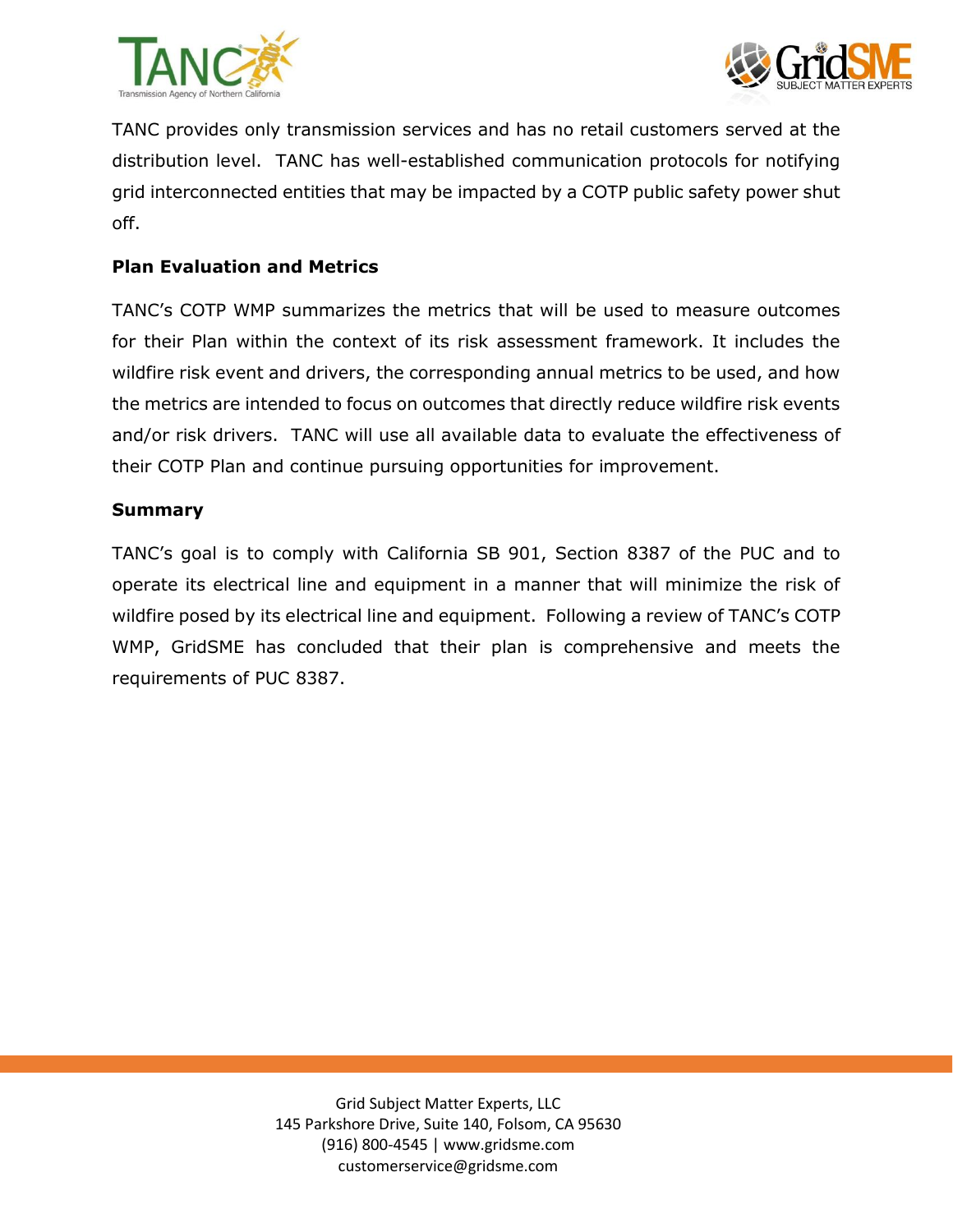TANC provides only transmission services and has no retail customers served at the distribution level. TANC has well-established communication protocols for notifying grid interconnected entities that may be impacted by a COTP public safety power shut off.

**Plan Evaluation and Metrics**

TANC's COTP WMP summarizes the metrics that will be used to measure outcomes for their Plan within the context of its risk assessment framework. It includes the wildfire risk event and drivers, the corresponding annual metrics to be used, and how the metrics are intended to focus on outcomes that directly reduce wildfire risk events and/or risk drivers. TANC will use all available data to evaluate the effectiveness of their COTP Plan and continue pursuing opportunities for improvement.

**Summary**

TANC's goal is to comply with California SB 901, Section 8387 of the PUC and to operate its electrical line and equipment in a manner that will minimize the risk of wildfire posed by its electrical line and equipment. Following a review of TANC's COTP WMP, GridSME has concluded that their plan is comprehensive and meets the requirements of PUC 8387.